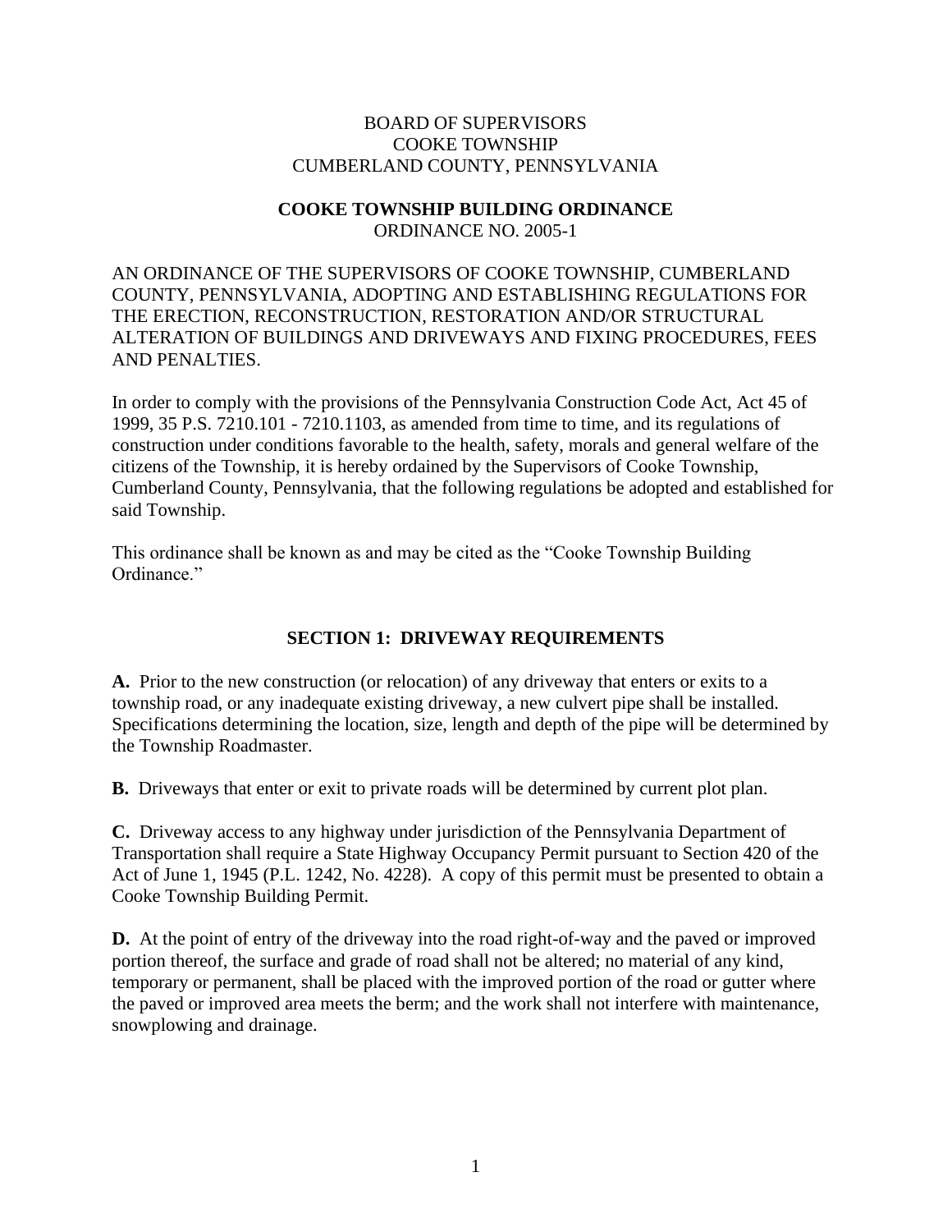BOARD OF SUPERVISORS
COOKE TOWNSHIP
CUMBERLAND COUNTY, PENNSYLVANIA

# COOKE TOWNSHIP BUILDING ORDINANCE

ORDINANCE NO. 2005-1

AN ORDINANCE OF THE SUPERVISORS OF COOKE TOWNSHIP, CUMBERLAND COUNTY, PENNSYLVANIA, ADOPTING AND ESTABLISHING REGULATIONS FOR THE ERECTION, RECONSTRUCTION, RESTORATION AND/OR STRUCTURAL ALTERATION OF BUILDINGS AND DRIVEWAYS AND FIXING PROCEDURES, FEES AND PENALTIES.

In order to comply with the provisions of the Pennsylvania Construction Code Act, Act 45 of 1999, 35 P.S. 7210.101 - 7210.1103, as amended from time to time, and its regulations of construction under conditions favorable to the health, safety, morals and general welfare of the citizens of the Township, it is hereby ordained by the Supervisors of Cooke Township, Cumberland County, Pennsylvania, that the following regulations be adopted and established for said Township.

This ordinance shall be known as and may be cited as the "Cooke Township Building Ordinance."

## SECTION 1: DRIVEWAY REQUIREMENTS

**A.** Prior to the new construction (or relocation) of any driveway that enters or exits to a township road, or any inadequate existing driveway, a new culvert pipe shall be installed. Specifications determining the location, size, length and depth of the pipe will be determined by the Township Roadmaster.

**B.** Driveways that enter or exit to private roads will be determined by current plot plan.

**C.** Driveway access to any highway under jurisdiction of the Pennsylvania Department of Transportation shall require a State Highway Occupancy Permit pursuant to Section 420 of the Act of June 1, 1945 (P.L. 1242, No. 4228). A copy of this permit must be presented to obtain a Cooke Township Building Permit.

**D.** At the point of entry of the driveway into the road right-of-way and the paved or improved portion thereof, the surface and grade of road shall not be altered; no material of any kind, temporary or permanent, shall be placed with the improved portion of the road or gutter where the paved or improved area meets the berm; and the work shall not interfere with maintenance, snowplowing and drainage.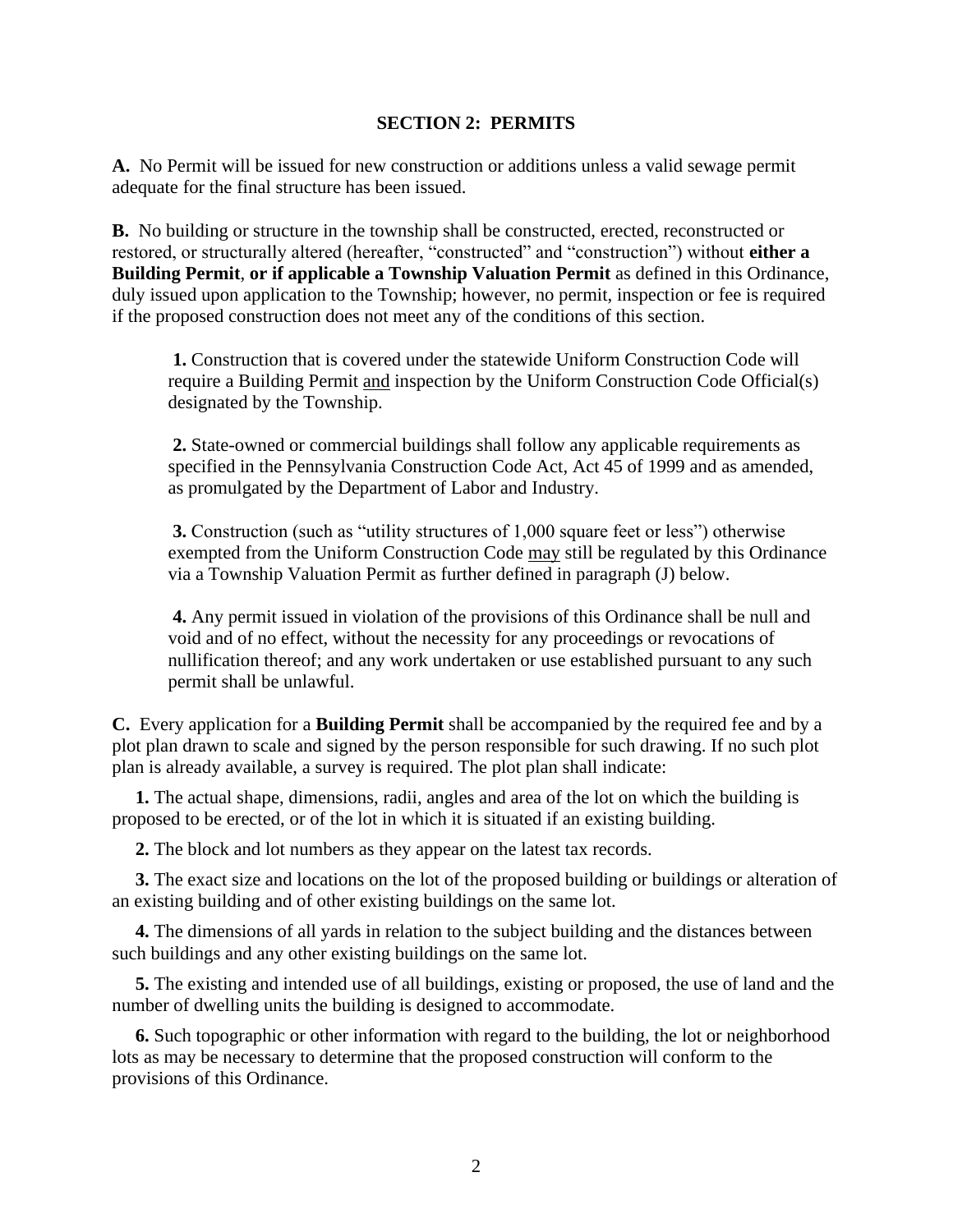## SECTION 2: PERMITS

**A.** No Permit will be issued for new construction or additions unless a valid sewage permit adequate for the final structure has been issued.

**B.** No building or structure in the township shall be constructed, erected, reconstructed or restored, or structurally altered (hereafter, "constructed" and "construction") without **either a Building Permit**, **or if applicable a Township Valuation Permit** as defined in this Ordinance, duly issued upon application to the Township; however, no permit, inspection or fee is required if the proposed construction does not meet any of the conditions of this section.

> **1.** Construction that is covered under the statewide Uniform Construction Code will require a Building Permit <u>and</u> inspection by the Uniform Construction Code Official(s) designated by the Township.
>
> **2.** State-owned or commercial buildings shall follow any applicable requirements as specified in the Pennsylvania Construction Code Act, Act 45 of 1999 and as amended, as promulgated by the Department of Labor and Industry.
>
> **3.** Construction (such as "utility structures of 1,000 square feet or less") otherwise exempted from the Uniform Construction Code <u>may</u> still be regulated by this Ordinance via a Township Valuation Permit as further defined in paragraph (J) below.
>
> **4.** Any permit issued in violation of the provisions of this Ordinance shall be null and void and of no effect, without the necessity for any proceedings or revocations of nullification thereof; and any work undertaken or use established pursuant to any such permit shall be unlawful.

**C.** Every application for a **Building Permit** shall be accompanied by the required fee and by a plot plan drawn to scale and signed by the person responsible for such drawing. If no such plot plan is already available, a survey is required. The plot plan shall indicate:

**1.** The actual shape, dimensions, radii, angles and area of the lot on which the building is proposed to be erected, or of the lot in which it is situated if an existing building.

**2.** The block and lot numbers as they appear on the latest tax records.

**3.** The exact size and locations on the lot of the proposed building or buildings or alteration of an existing building and of other existing buildings on the same lot.

**4.** The dimensions of all yards in relation to the subject building and the distances between such buildings and any other existing buildings on the same lot.

**5.** The existing and intended use of all buildings, existing or proposed, the use of land and the number of dwelling units the building is designed to accommodate.

**6.** Such topographic or other information with regard to the building, the lot or neighborhood lots as may be necessary to determine that the proposed construction will conform to the provisions of this Ordinance.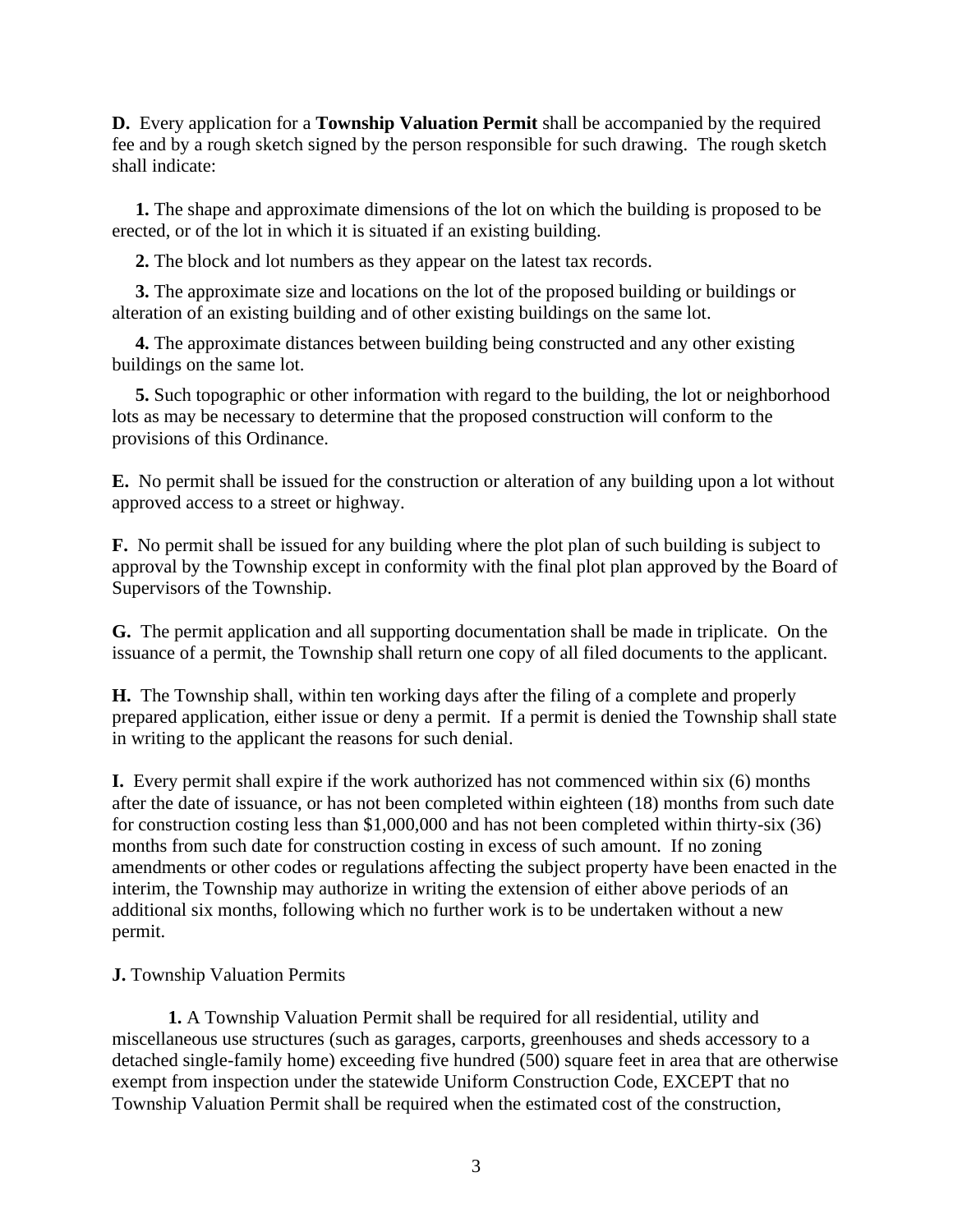**D.** Every application for a **Township Valuation Permit** shall be accompanied by the required fee and by a rough sketch signed by the person responsible for such drawing. The rough sketch shall indicate:

**1.** The shape and approximate dimensions of the lot on which the building is proposed to be erected, or of the lot in which it is situated if an existing building.

**2.** The block and lot numbers as they appear on the latest tax records.

**3.** The approximate size and locations on the lot of the proposed building or buildings or alteration of an existing building and of other existing buildings on the same lot.

**4.** The approximate distances between building being constructed and any other existing buildings on the same lot.

**5.** Such topographic or other information with regard to the building, the lot or neighborhood lots as may be necessary to determine that the proposed construction will conform to the provisions of this Ordinance.

**E.** No permit shall be issued for the construction or alteration of any building upon a lot without approved access to a street or highway.

**F.** No permit shall be issued for any building where the plot plan of such building is subject to approval by the Township except in conformity with the final plot plan approved by the Board of Supervisors of the Township.

**G.** The permit application and all supporting documentation shall be made in triplicate. On the issuance of a permit, the Township shall return one copy of all filed documents to the applicant.

**H.** The Township shall, within ten working days after the filing of a complete and properly prepared application, either issue or deny a permit. If a permit is denied the Township shall state in writing to the applicant the reasons for such denial.

**I.** Every permit shall expire if the work authorized has not commenced within six (6) months after the date of issuance, or has not been completed within eighteen (18) months from such date for construction costing less than $1,000,000 and has not been completed within thirty-six (36) months from such date for construction costing in excess of such amount. If no zoning amendments or other codes or regulations affecting the subject property have been enacted in the interim, the Township may authorize in writing the extension of either above periods of an additional six months, following which no further work is to be undertaken without a new permit.

**J.** Township Valuation Permits

**1.** A Township Valuation Permit shall be required for all residential, utility and miscellaneous use structures (such as garages, carports, greenhouses and sheds accessory to a detached single-family home) exceeding five hundred (500) square feet in area that are otherwise exempt from inspection under the statewide Uniform Construction Code, EXCEPT that no Township Valuation Permit shall be required when the estimated cost of the construction,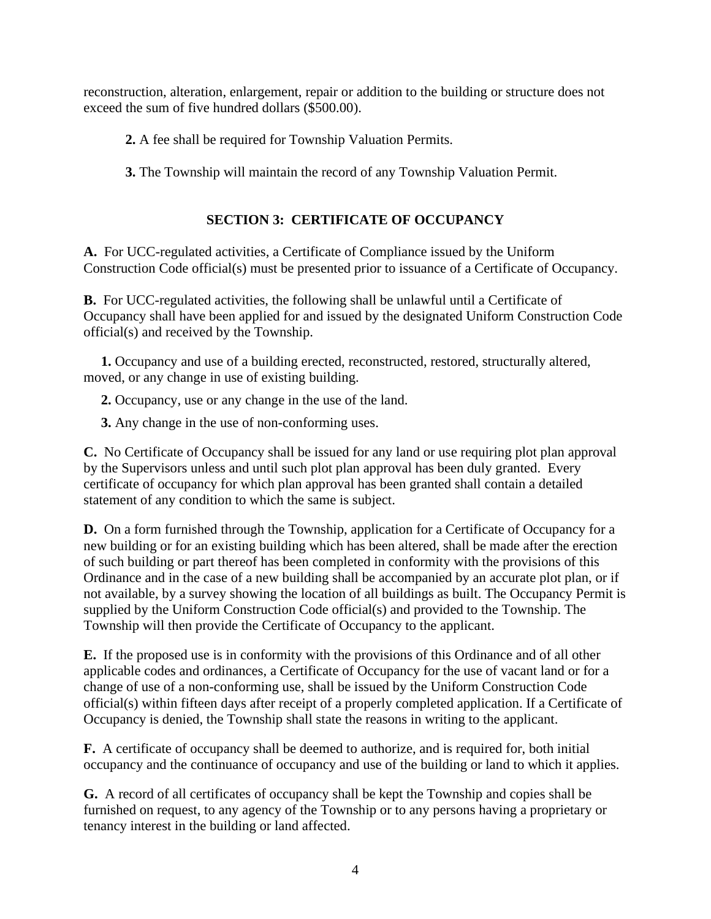reconstruction, alteration, enlargement, repair or addition to the building or structure does not exceed the sum of five hundred dollars ($500.00).

**2.** A fee shall be required for Township Valuation Permits.

**3.** The Township will maintain the record of any Township Valuation Permit.

## SECTION 3: CERTIFICATE OF OCCUPANCY

**A.** For UCC-regulated activities, a Certificate of Compliance issued by the Uniform Construction Code official(s) must be presented prior to issuance of a Certificate of Occupancy.

**B.** For UCC-regulated activities, the following shall be unlawful until a Certificate of Occupancy shall have been applied for and issued by the designated Uniform Construction Code official(s) and received by the Township.

**1.** Occupancy and use of a building erected, reconstructed, restored, structurally altered, moved, or any change in use of existing building.

**2.** Occupancy, use or any change in the use of the land.

**3.** Any change in the use of non-conforming uses.

**C.** No Certificate of Occupancy shall be issued for any land or use requiring plot plan approval by the Supervisors unless and until such plot plan approval has been duly granted. Every certificate of occupancy for which plan approval has been granted shall contain a detailed statement of any condition to which the same is subject.

**D.** On a form furnished through the Township, application for a Certificate of Occupancy for a new building or for an existing building which has been altered, shall be made after the erection of such building or part thereof has been completed in conformity with the provisions of this Ordinance and in the case of a new building shall be accompanied by an accurate plot plan, or if not available, by a survey showing the location of all buildings as built. The Occupancy Permit is supplied by the Uniform Construction Code official(s) and provided to the Township. The Township will then provide the Certificate of Occupancy to the applicant.

**E.** If the proposed use is in conformity with the provisions of this Ordinance and of all other applicable codes and ordinances, a Certificate of Occupancy for the use of vacant land or for a change of use of a non-conforming use, shall be issued by the Uniform Construction Code official(s) within fifteen days after receipt of a properly completed application. If a Certificate of Occupancy is denied, the Township shall state the reasons in writing to the applicant.

**F.** A certificate of occupancy shall be deemed to authorize, and is required for, both initial occupancy and the continuance of occupancy and use of the building or land to which it applies.

**G.** A record of all certificates of occupancy shall be kept the Township and copies shall be furnished on request, to any agency of the Township or to any persons having a proprietary or tenancy interest in the building or land affected.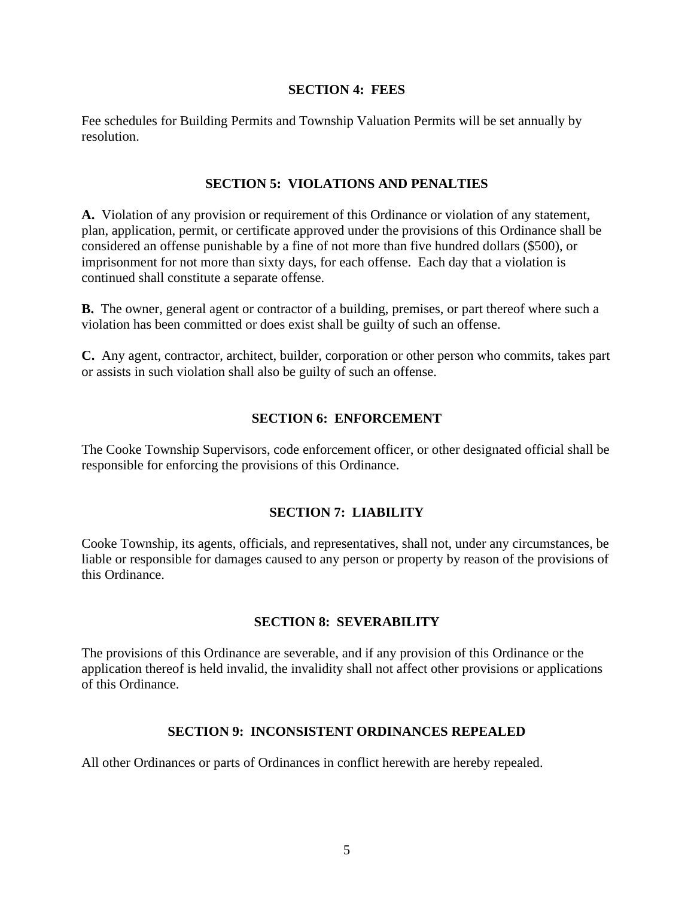## SECTION 4: FEES

Fee schedules for Building Permits and Township Valuation Permits will be set annually by resolution.

## SECTION 5: VIOLATIONS AND PENALTIES

**A.** Violation of any provision or requirement of this Ordinance or violation of any statement, plan, application, permit, or certificate approved under the provisions of this Ordinance shall be considered an offense punishable by a fine of not more than five hundred dollars ($500), or imprisonment for not more than sixty days, for each offense. Each day that a violation is continued shall constitute a separate offense.

**B.** The owner, general agent or contractor of a building, premises, or part thereof where such a violation has been committed or does exist shall be guilty of such an offense.

**C.** Any agent, contractor, architect, builder, corporation or other person who commits, takes part or assists in such violation shall also be guilty of such an offense.

## SECTION 6: ENFORCEMENT

The Cooke Township Supervisors, code enforcement officer, or other designated official shall be responsible for enforcing the provisions of this Ordinance.

## SECTION 7: LIABILITY

Cooke Township, its agents, officials, and representatives, shall not, under any circumstances, be liable or responsible for damages caused to any person or property by reason of the provisions of this Ordinance.

## SECTION 8: SEVERABILITY

The provisions of this Ordinance are severable, and if any provision of this Ordinance or the application thereof is held invalid, the invalidity shall not affect other provisions or applications of this Ordinance.

## SECTION 9: INCONSISTENT ORDINANCES REPEALED

All other Ordinances or parts of Ordinances in conflict herewith are hereby repealed.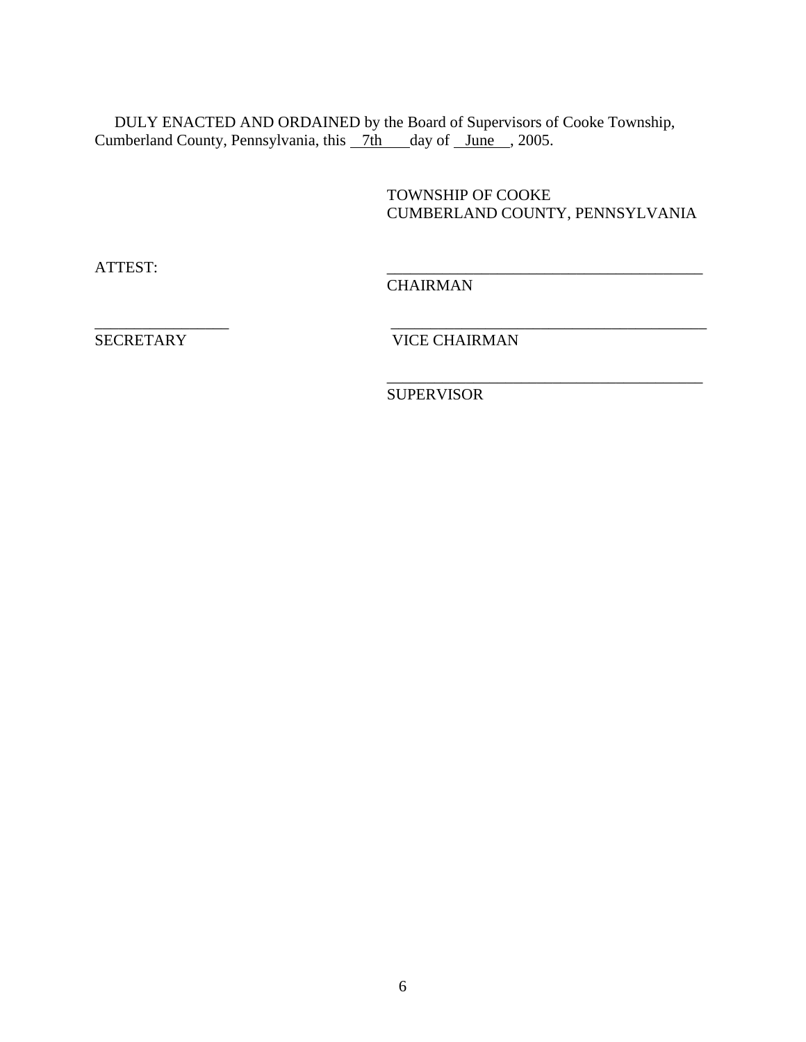DULY ENACTED AND ORDAINED by the Board of Supervisors of Cooke Township, Cumberland County, Pennsylvania, this 7th day of June, 2005.

TOWNSHIP OF COOKE
CUMBERLAND COUNTY, PENNSYLVANIA

ATTEST:

\_\_\_\_\_\_\_\_\_\_\_\_\_\_\_\_\_\_\_\_\_\_\_\_\_\_\_\_\_\_\_\_\_\_\_\_\_\_\_\_\_\_
CHAIRMAN

\_\_\_\_\_\_\_\_\_\_\_\_\_\_\_\_\_
SECRETARY

\_\_\_\_\_\_\_\_\_\_\_\_\_\_\_\_\_\_\_\_\_\_\_\_\_\_\_\_\_\_\_\_\_\_\_\_\_\_\_\_\_\_
VICE CHAIRMAN

\_\_\_\_\_\_\_\_\_\_\_\_\_\_\_\_\_\_\_\_\_\_\_\_\_\_\_\_\_\_\_\_\_\_\_\_\_\_\_\_\_\_
SUPERVISOR